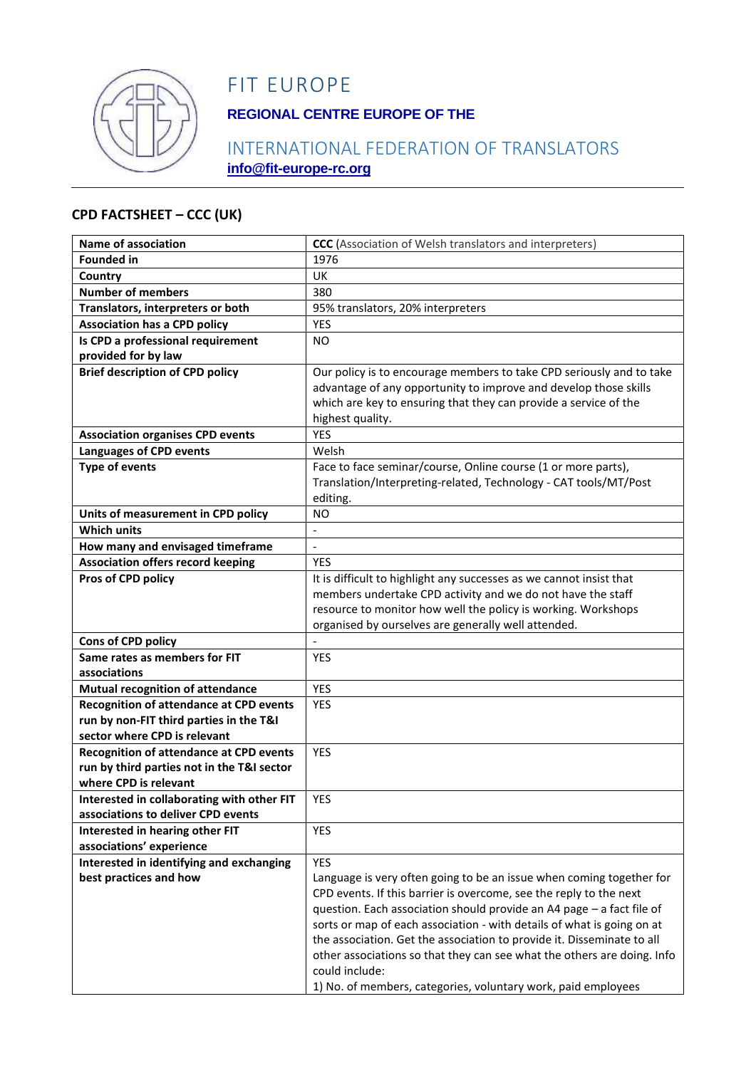# FIT EUROPE

**REGIONAL CENTRE EUROPE OF THE**

INTERNATIONAL FEDERATION OF TRANSLATORS

**info@fit-europe-rc.org**

## CPD FACTSHEET – CCC (UK)

| **Name of association** | **CCC** (Association of Welsh translators and interpreters) |
|---|---|
| **Founded in** | 1976 |
| **Country** | UK |
| **Number of members** | 380 |
| **Translators, interpreters or both** | 95% translators, 20% interpreters |
| **Association has a CPD policy** | YES |
| **Is CPD a professional requirement provided for by law** | NO |
| **Brief description of CPD policy** | Our policy is to encourage members to take CPD seriously and to take advantage of any opportunity to improve and develop those skills which are key to ensuring that they can provide a service of the highest quality. |
| **Association organises CPD events** | YES |
| **Languages of CPD events** | Welsh |
| **Type of events** | Face to face seminar/course, Online course (1 or more parts), Translation/Interpreting-related, Technology - CAT tools/MT/Post editing. |
| **Units of measurement in CPD policy** | NO |
| **Which units** | - |
| **How many and envisaged timeframe** | - |
| **Association offers record keeping** | YES |
| **Pros of CPD policy** | It is difficult to highlight any successes as we cannot insist that members undertake CPD activity and we do not have the staff resource to monitor how well the policy is working. Workshops organised by ourselves are generally well attended. |
| **Cons of CPD policy** | - |
| **Same rates as members for FIT associations** | YES |
| **Mutual recognition of attendance** | YES |
| **Recognition of attendance at CPD events run by non-FIT third parties in the T&I sector where CPD is relevant** | YES |
| **Recognition of attendance at CPD events run by third parties not in the T&I sector where CPD is relevant** | YES |
| **Interested in collaborating with other FIT associations to deliver CPD events** | YES |
| **Interested in hearing other FIT associations' experience** | YES |
| **Interested in identifying and exchanging best practices and how** | YES<br>Language is very often going to be an issue when coming together for CPD events. If this barrier is overcome, see the reply to the next question. Each association should provide an A4 page – a fact file of sorts or map of each association - with details of what is going on at the association. Get the association to provide it. Disseminate to all other associations so that they can see what the others are doing. Info could include:<br>1) No. of members, categories, voluntary work, paid employees |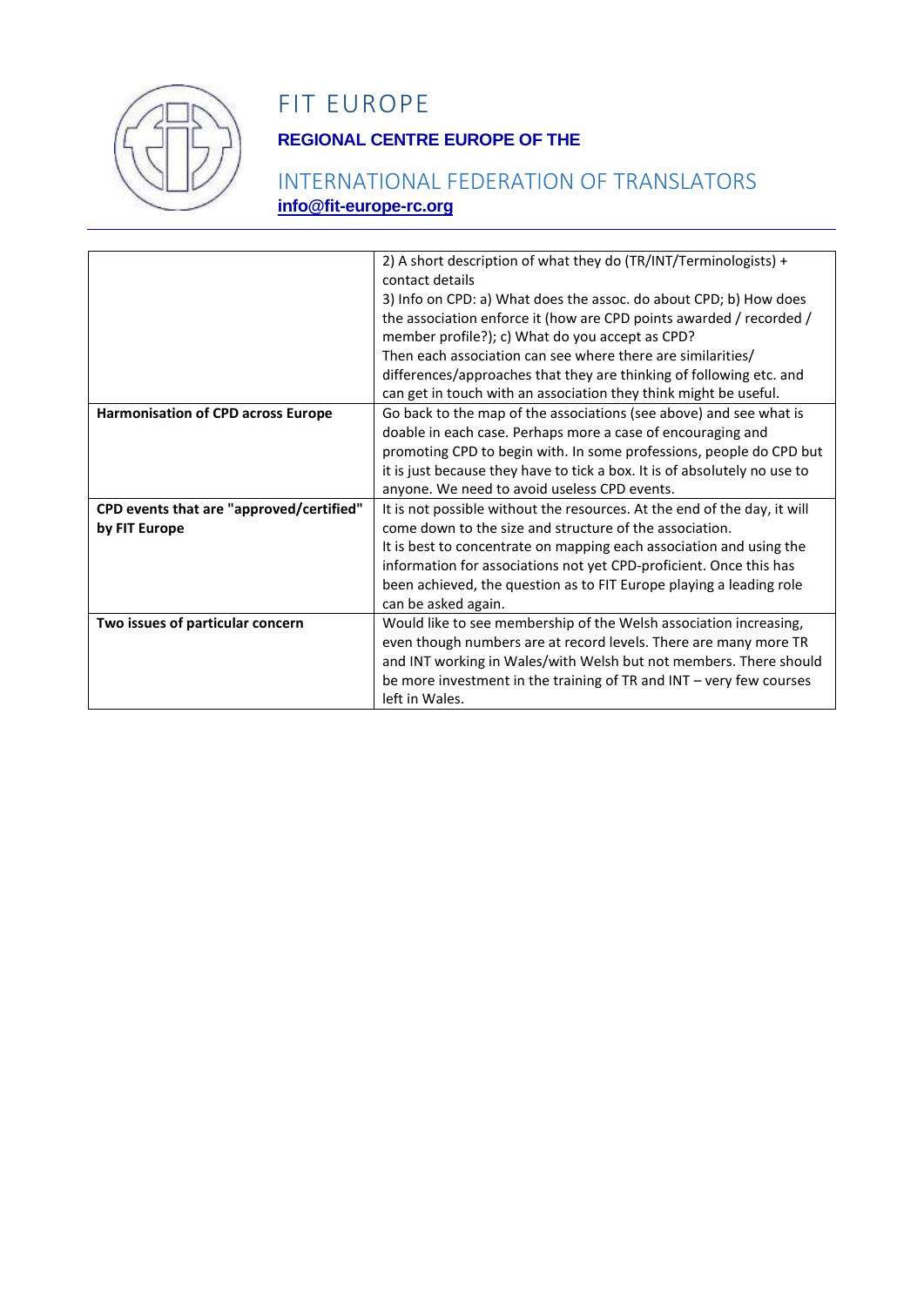# FIT EUROPE

**REGIONAL CENTRE EUROPE OF THE**

INTERNATIONAL FEDERATION OF TRANSLATORS

info@fit-europe-rc.org

| | |
|---|---|
| | 2) A short description of what they do (TR/INT/Terminologists) + contact details<br>3) Info on CPD: a) What does the assoc. do about CPD; b) How does the association enforce it (how are CPD points awarded / recorded / member profile?); c) What do you accept as CPD?<br>Then each association can see where there are similarities/ differences/approaches that they are thinking of following etc. and can get in touch with an association they think might be useful. |
| **Harmonisation of CPD across Europe** | Go back to the map of the associations (see above) and see what is doable in each case. Perhaps more a case of encouraging and promoting CPD to begin with. In some professions, people do CPD but it is just because they have to tick a box. It is of absolutely no use to anyone. We need to avoid useless CPD events. |
| **CPD events that are "approved/certified" by FIT Europe** | It is not possible without the resources. At the end of the day, it will come down to the size and structure of the association.<br>It is best to concentrate on mapping each association and using the information for associations not yet CPD-proficient. Once this has been achieved, the question as to FIT Europe playing a leading role can be asked again. |
| **Two issues of particular concern** | Would like to see membership of the Welsh association increasing, even though numbers are at record levels. There are many more TR and INT working in Wales/with Welsh but not members. There should be more investment in the training of TR and INT – very few courses left in Wales. |